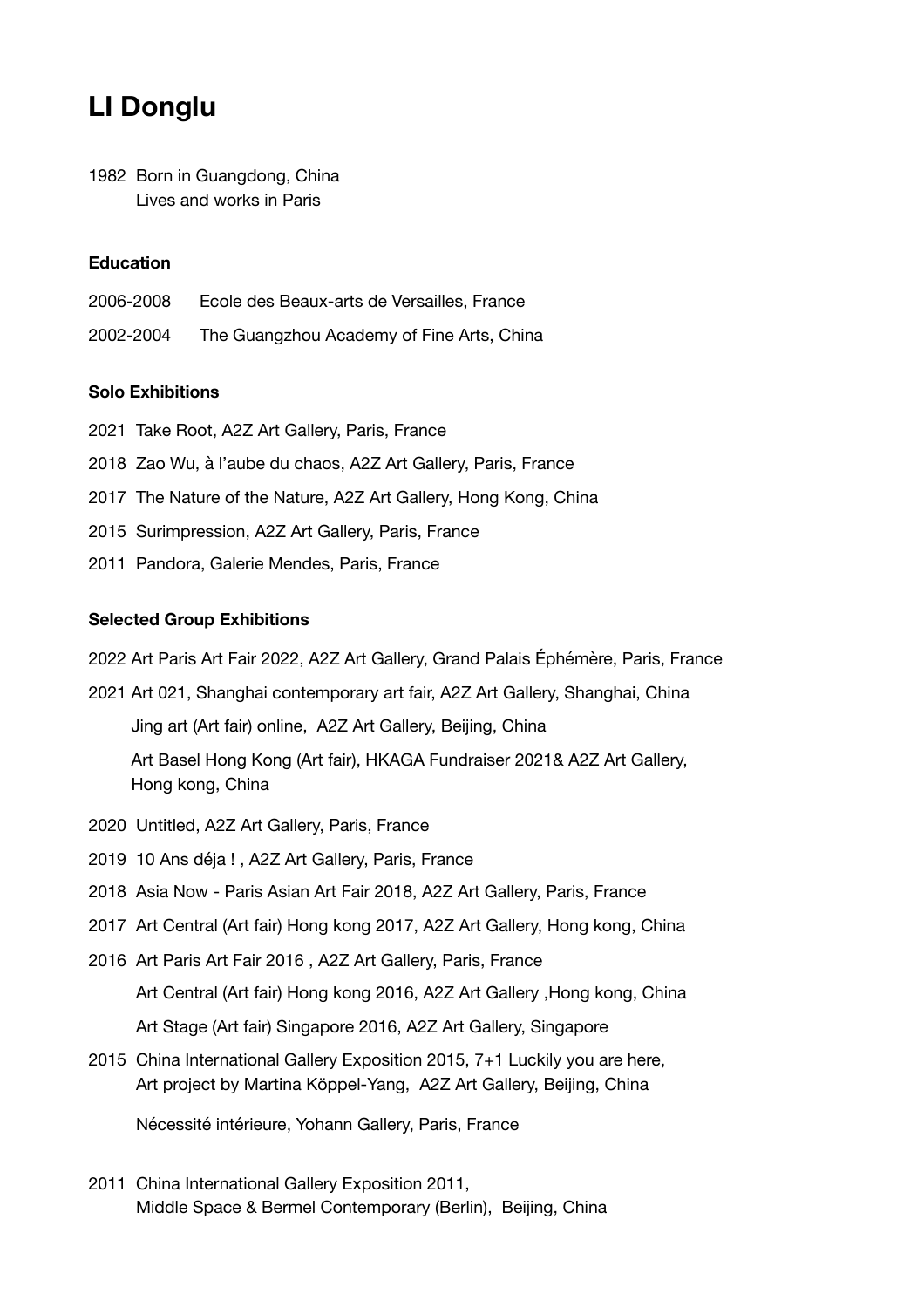# LI Donglu

1982 Born in Guangdong, China
Lives and works in Paris

### Education

2006-2008 Ecole des Beaux-arts de Versailles, France

2002-2004 The Guangzhou Academy of Fine Arts, China

### Solo Exhibitions

2021 Take Root, A2Z Art Gallery, Paris, France

2018 Zao Wu, à l'aube du chaos, A2Z Art Gallery, Paris, France

2017 The Nature of the Nature, A2Z Art Gallery, Hong Kong, China

2015 Surimpression, A2Z Art Gallery, Paris, France

2011 Pandora, Galerie Mendes, Paris, France

### Selected Group Exhibitions

2022 Art Paris Art Fair 2022, A2Z Art Gallery, Grand Palais Éphémère, Paris, France

2021 Art 021, Shanghai contemporary art fair, A2Z Art Gallery, Shanghai, China

Jing art (Art fair) online, A2Z Art Gallery, Beijing, China

Art Basel Hong Kong (Art fair), HKAGA Fundraiser 2021& A2Z Art Gallery, Hong kong, China

2020 Untitled, A2Z Art Gallery, Paris, France

2019 10 Ans déja ! , A2Z Art Gallery, Paris, France

2018 Asia Now - Paris Asian Art Fair 2018, A2Z Art Gallery, Paris, France

2017 Art Central (Art fair) Hong kong 2017, A2Z Art Gallery, Hong kong, China

2016 Art Paris Art Fair 2016 , A2Z Art Gallery, Paris, France

Art Central (Art fair) Hong kong 2016, A2Z Art Gallery ,Hong kong, China

Art Stage (Art fair) Singapore 2016, A2Z Art Gallery, Singapore

2015 China International Gallery Exposition 2015, 7+1 Luckily you are here, Art project by Martina Köppel-Yang, A2Z Art Gallery, Beijing, China

Nécessité intérieure, Yohann Gallery, Paris, France

2011 China International Gallery Exposition 2011, Middle Space & Bermel Contemporary (Berlin), Beijing, China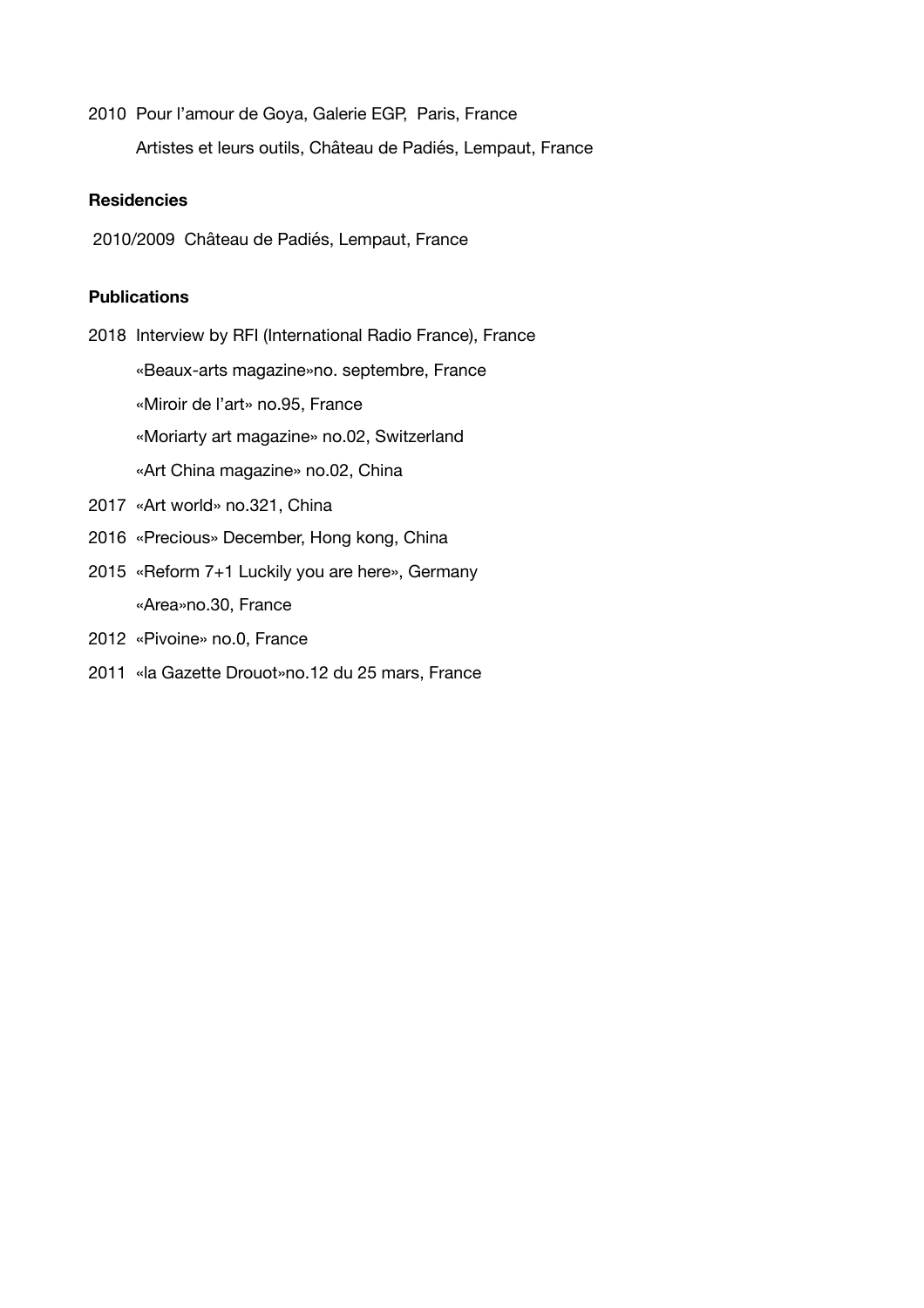2010 Pour l’amour de Goya, Galerie EGP, Paris, France

Artistes et leurs outils, Château de Padiés, Lempaut, France

**Residencies**

2010/2009 Château de Padiés, Lempaut, France

**Publications**

2018 Interview by RFI (International Radio France), France

«Beaux-arts magazine»no. septembre, France

«Miroir de l’art» no.95, France

«Moriarty art magazine» no.02, Switzerland

«Art China magazine» no.02, China

2017 «Art world» no.321, China

2016 «Precious» December, Hong kong, China

2015 «Reform 7+1 Luckily you are here», Germany

«Area»no.30, France

2012 «Pivoine» no.0, France

2011 «la Gazette Drouot»no.12 du 25 mars, France